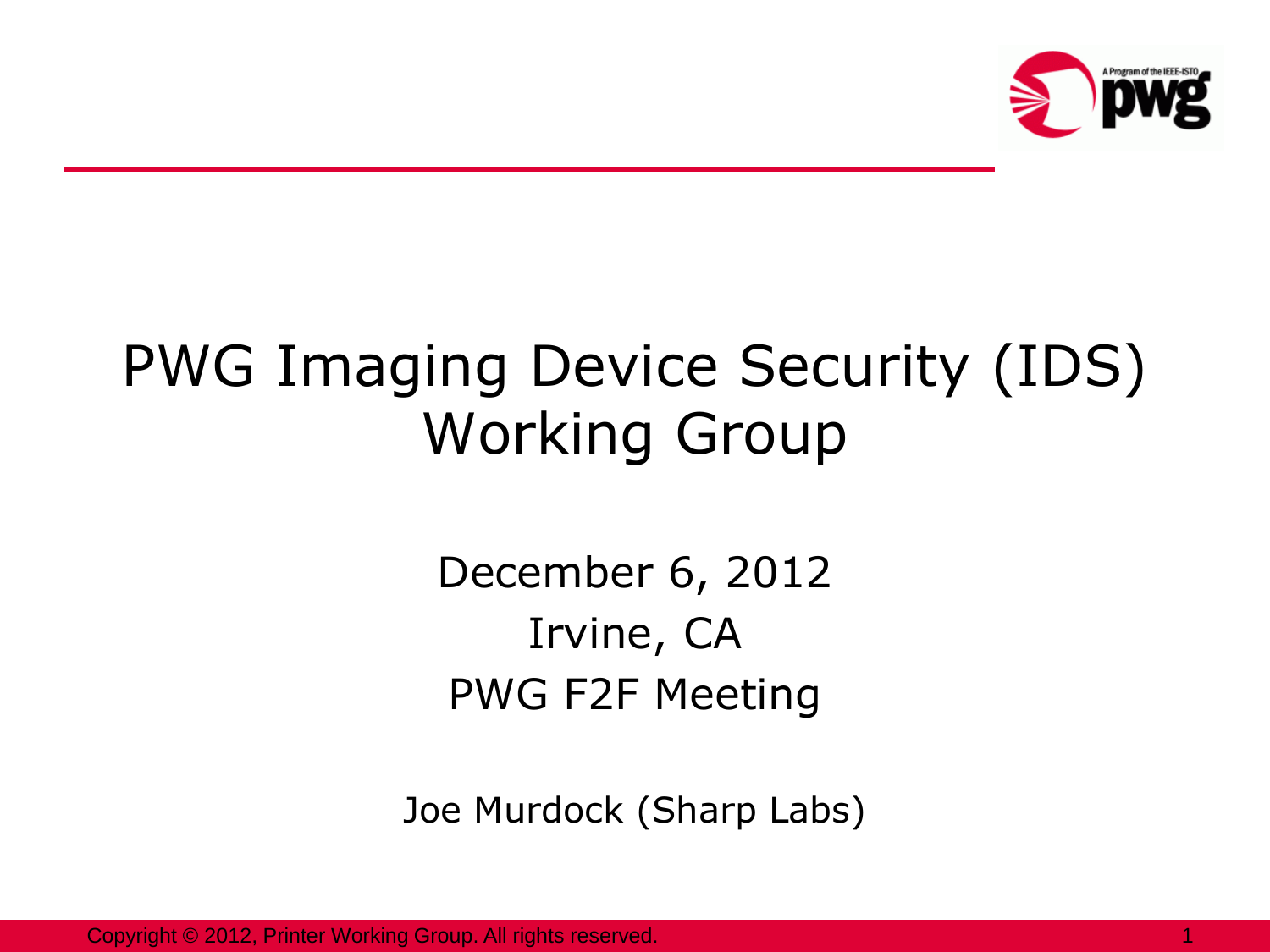# PWG Imaging Device Security (IDS) Working Group

December 6, 2012

Irvine, CA

PWG F2F Meeting

Joe Murdock (Sharp Labs)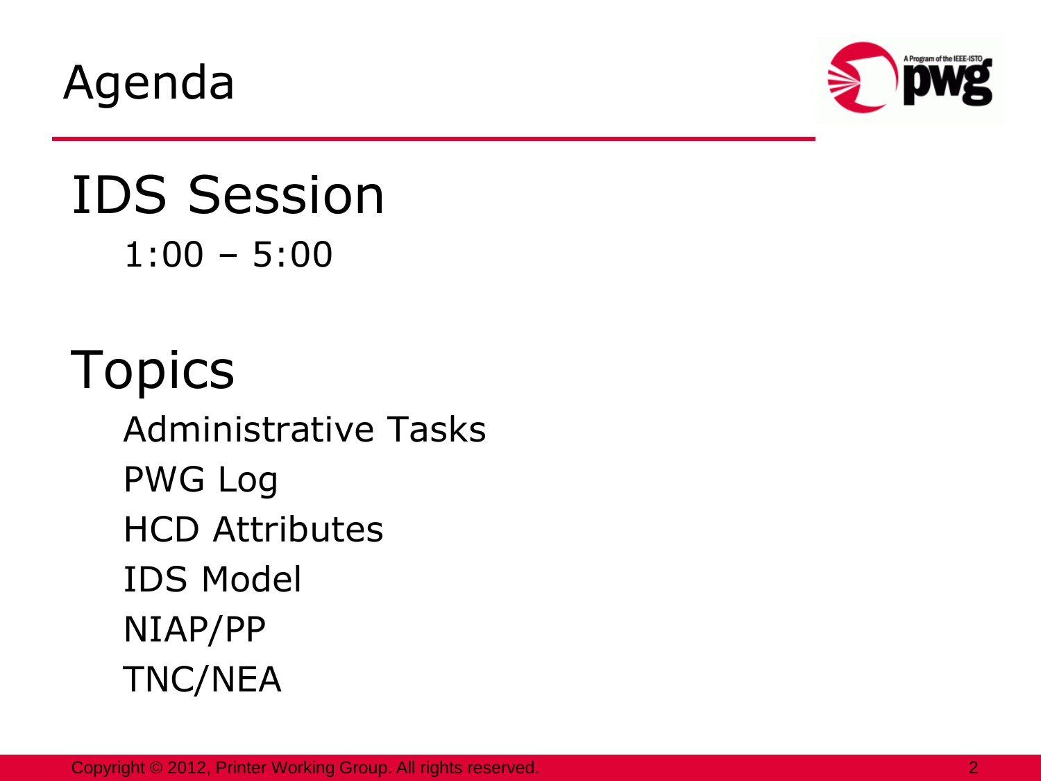# Agenda

## IDS Session

1:00 – 5:00

## Topics

- Administrative Tasks
- PWG Log
- HCD Attributes
- IDS Model
- NIAP/PP
- TNC/NEA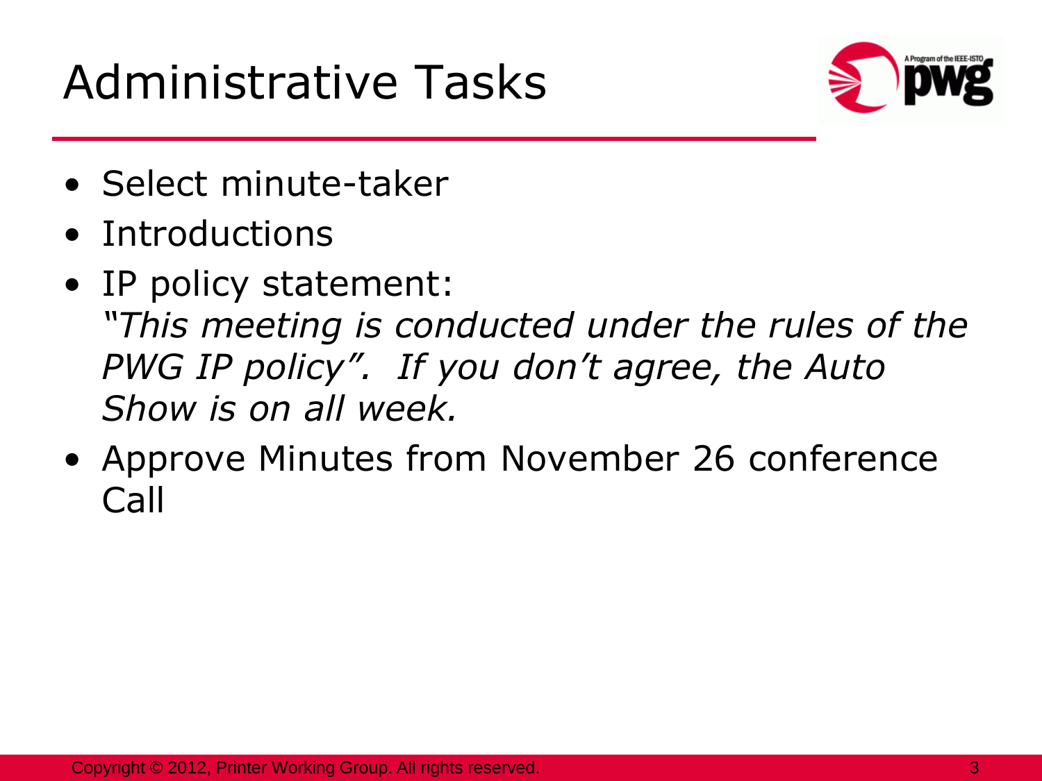# Administrative Tasks

- Select minute-taker
- Introductions
- IP policy statement:
  *"This meeting is conducted under the rules of the PWG IP policy". If you don't agree, the Auto Show is on all week.*
- Approve Minutes from November 26 conference Call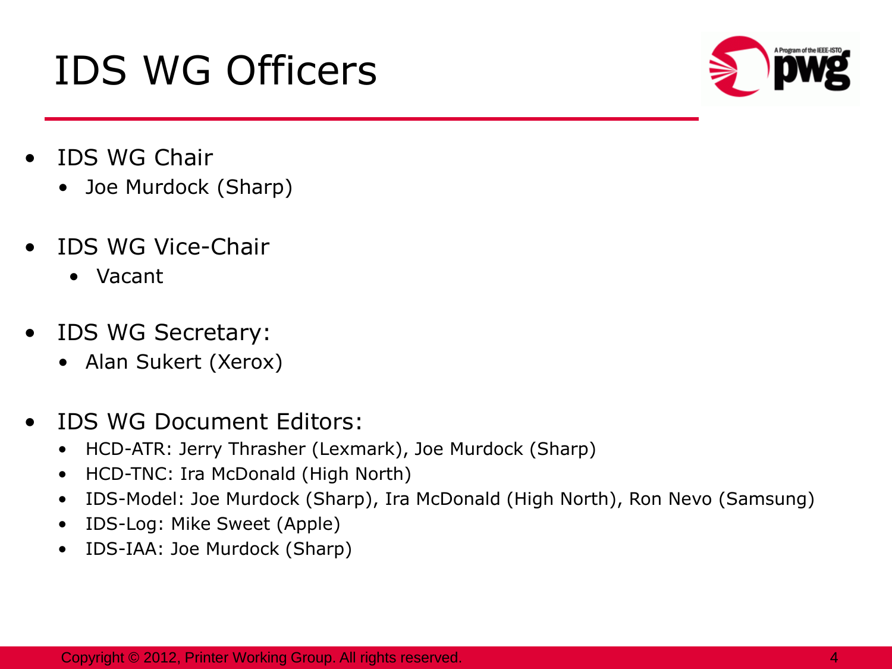# IDS WG Officers

- IDS WG Chair
  - Joe Murdock (Sharp)
- IDS WG Vice-Chair
  - Vacant
- IDS WG Secretary:
  - Alan Sukert (Xerox)
- IDS WG Document Editors:
  - HCD-ATR: Jerry Thrasher (Lexmark), Joe Murdock (Sharp)
  - HCD-TNC: Ira McDonald (High North)
  - IDS-Model: Joe Murdock (Sharp), Ira McDonald (High North), Ron Nevo (Samsung)
  - IDS-Log: Mike Sweet (Apple)
  - IDS-IAA: Joe Murdock (Sharp)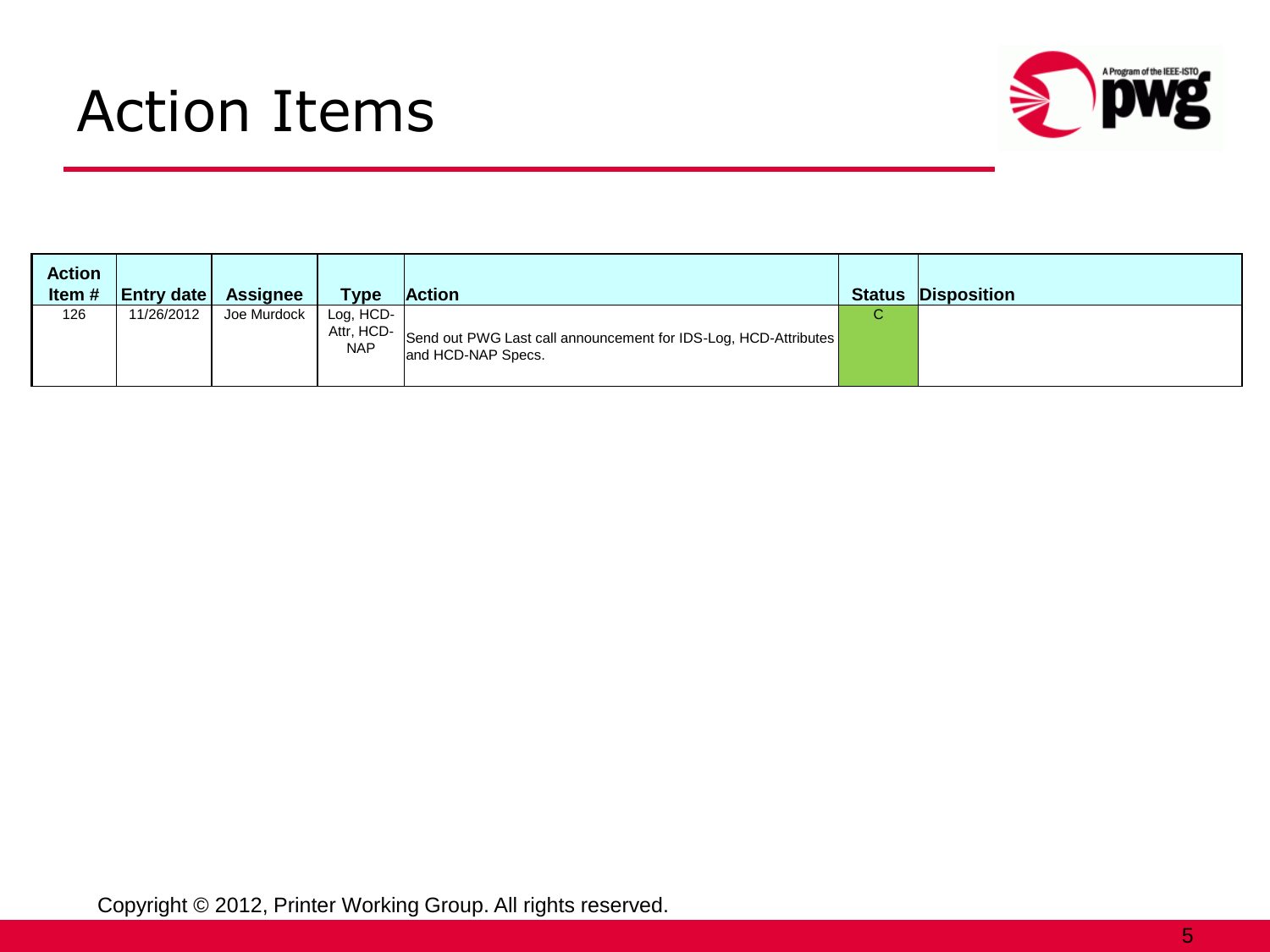# Action Items

| Action Item # | Entry date | Assignee | Type | Action | Status | Disposition |
| --- | --- | --- | --- | --- | --- | --- |
| 126 | 11/26/2012 | Joe Murdock | Log, HCD-Attr, HCD-NAP | Send out PWG Last call announcement for IDS-Log, HCD-Attributes and HCD-NAP Specs. | C | |

Copyright © 2012, Printer Working Group. All rights reserved.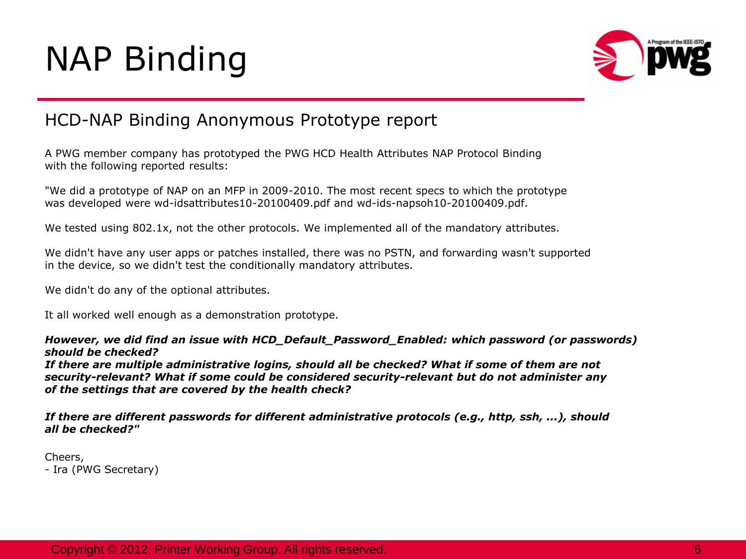# NAP Binding

## HCD-NAP Binding Anonymous Prototype report

A PWG member company has prototyped the PWG HCD Health Attributes NAP Protocol Binding with the following reported results:

"We did a prototype of NAP on an MFP in 2009-2010. The most recent specs to which the prototype was developed were wd-idsattributes10-20100409.pdf and wd-ids-napsoh10-20100409.pdf.

We tested using 802.1x, not the other protocols. We implemented all of the mandatory attributes.

We didn't have any user apps or patches installed, there was no PSTN, and forwarding wasn't supported in the device, so we didn't test the conditionally mandatory attributes.

We didn't do any of the optional attributes.

It all worked well enough as a demonstration prototype.

***However, we did find an issue with HCD_Default_Password_Enabled: which password (or passwords) should be checked?***
***If there are multiple administrative logins, should all be checked? What if some of them are not security-relevant? What if some could be considered security-relevant but do not administer any of the settings that are covered by the health check?***

***If there are different passwords for different administrative protocols (e.g., http, ssh, ...), should all be checked?"***

Cheers,
- Ira (PWG Secretary)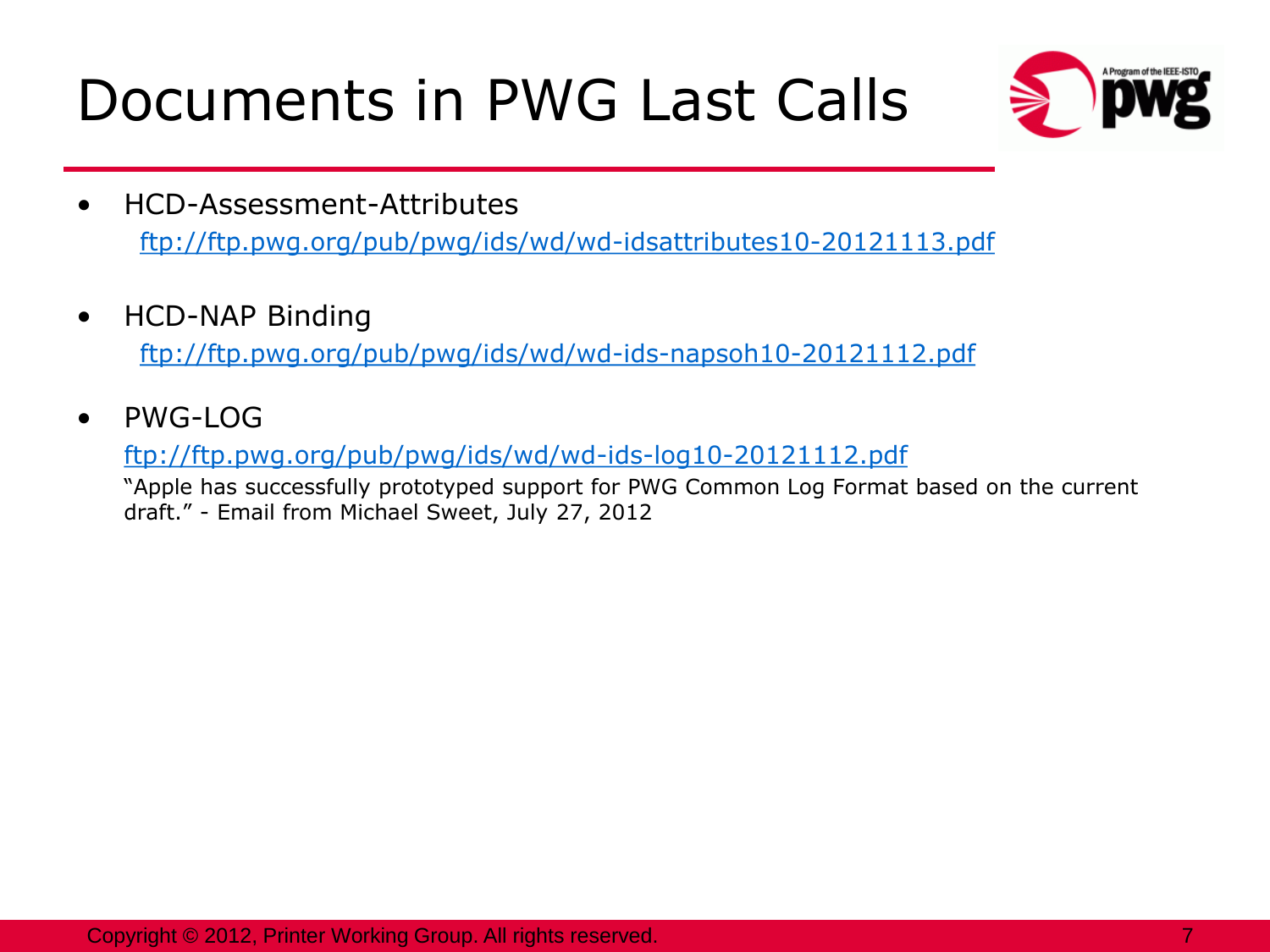# Documents in PWG Last Calls

- HCD-Assessment-Attributes

  ftp://ftp.pwg.org/pub/pwg/ids/wd/wd-idsattributes10-20121113.pdf

- HCD-NAP Binding

  ftp://ftp.pwg.org/pub/pwg/ids/wd/wd-ids-napsoh10-20121112.pdf

- PWG-LOG

  ftp://ftp.pwg.org/pub/pwg/ids/wd/wd-ids-log10-20121112.pdf

  "Apple has successfully prototyped support for PWG Common Log Format based on the current draft." - Email from Michael Sweet, July 27, 2012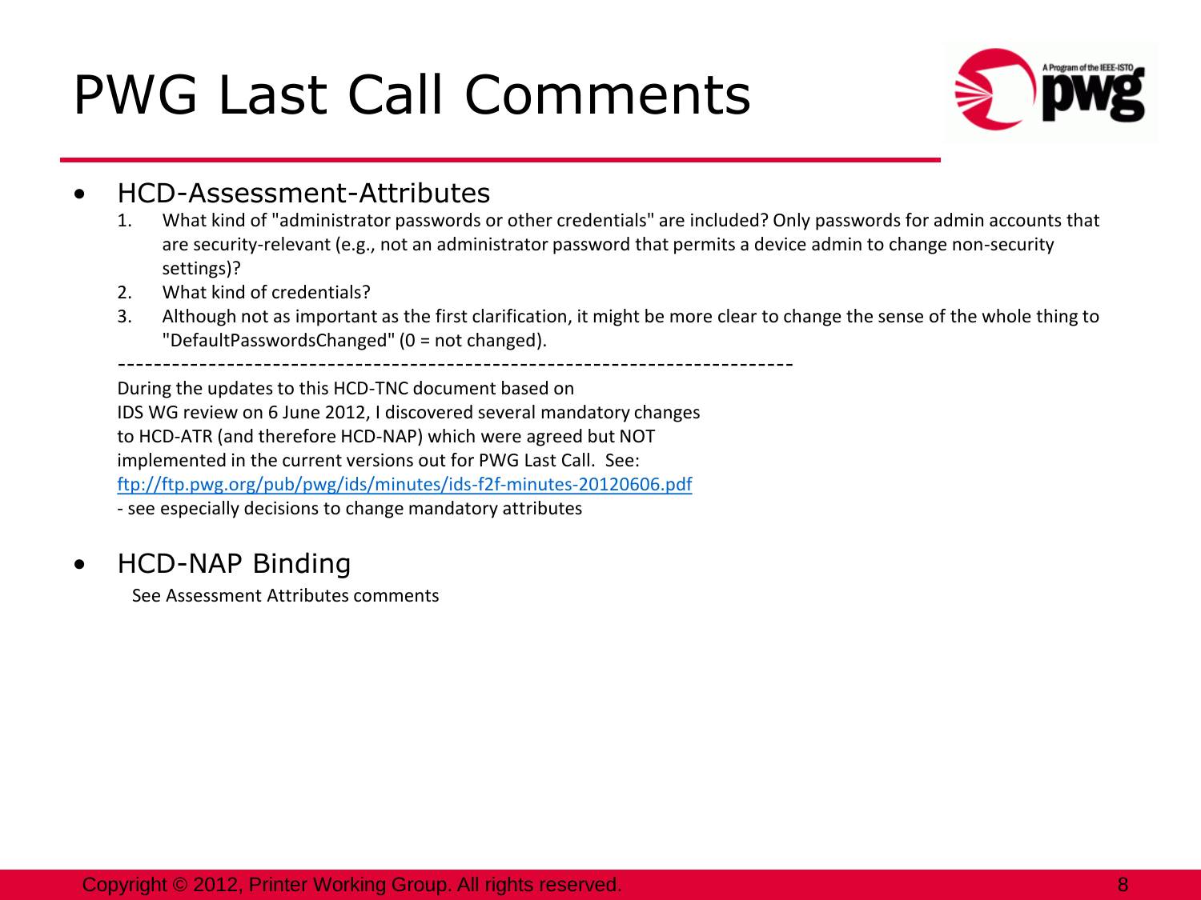# PWG Last Call Comments

- HCD-Assessment-Attributes
  1. What kind of "administrator passwords or other credentials" are included? Only passwords for admin accounts that are security-relevant (e.g., not an administrator password that permits a device admin to change non-security settings)?
  2. What kind of credentials?
  3. Although not as important as the first clarification, it might be more clear to change the sense of the whole thing to "DefaultPasswordsChanged" (0 = not changed).

  ---------------------------------------------------------------------------

  During the updates to this HCD-TNC document based on IDS WG review on 6 June 2012, I discovered several mandatory changes to HCD-ATR (and therefore HCD-NAP) which were agreed but NOT implemented in the current versions out for PWG Last Call. See: ftp://ftp.pwg.org/pub/pwg/ids/minutes/ids-f2f-minutes-20120606.pdf
  - see especially decisions to change mandatory attributes

- HCD-NAP Binding

  See Assessment Attributes comments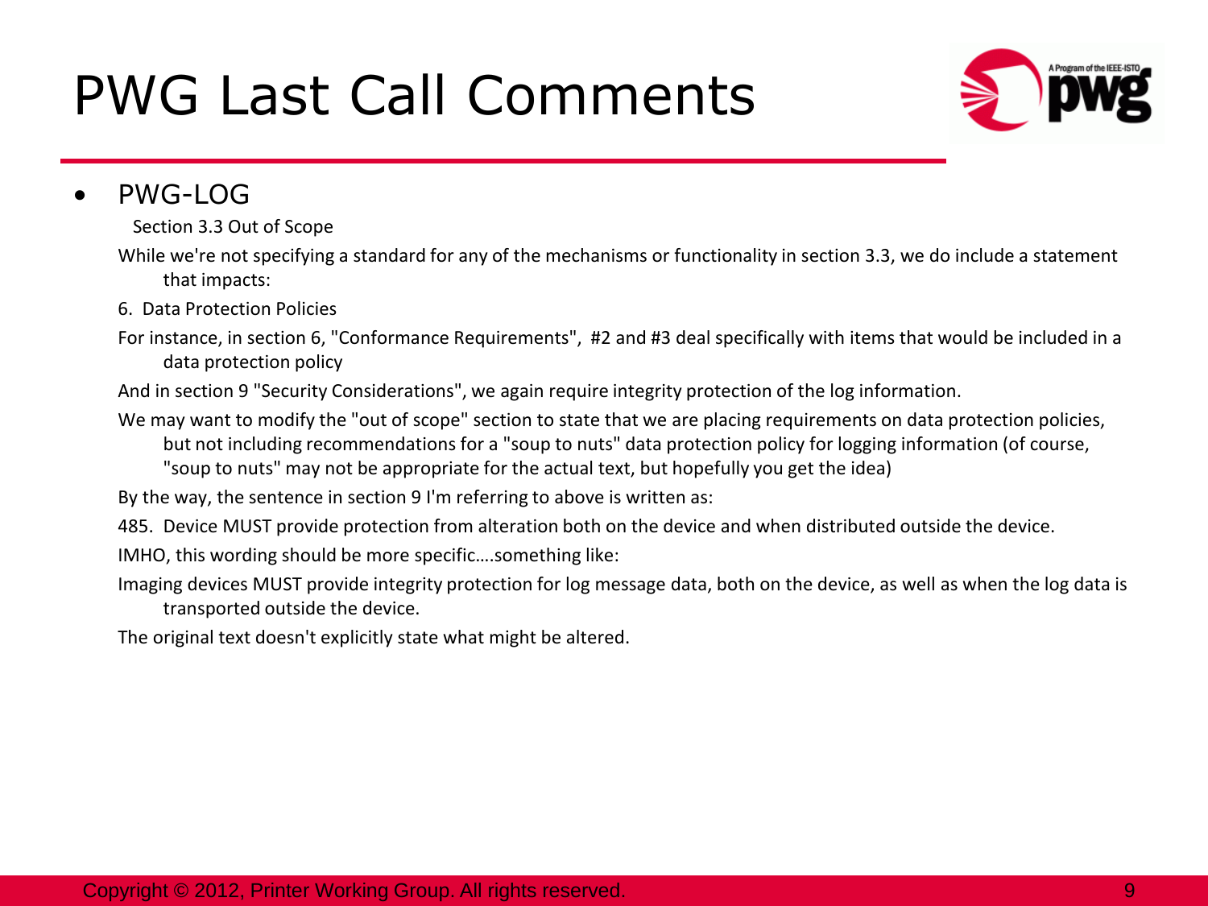# PWG Last Call Comments

- PWG-LOG

  Section 3.3 Out of Scope

  While we're not specifying a standard for any of the mechanisms or functionality in section 3.3, we do include a statement that impacts:

  6. Data Protection Policies

  For instance, in section 6, "Conformance Requirements", #2 and #3 deal specifically with items that would be included in a data protection policy

  And in section 9 "Security Considerations", we again require integrity protection of the log information.

  We may want to modify the "out of scope" section to state that we are placing requirements on data protection policies, but not including recommendations for a "soup to nuts" data protection policy for logging information (of course, "soup to nuts" may not be appropriate for the actual text, but hopefully you get the idea)

  By the way, the sentence in section 9 I'm referring to above is written as:

  485. Device MUST provide protection from alteration both on the device and when distributed outside the device.

  IMHO, this wording should be more specific….something like:

  Imaging devices MUST provide integrity protection for log message data, both on the device, as well as when the log data is transported outside the device.

  The original text doesn't explicitly state what might be altered.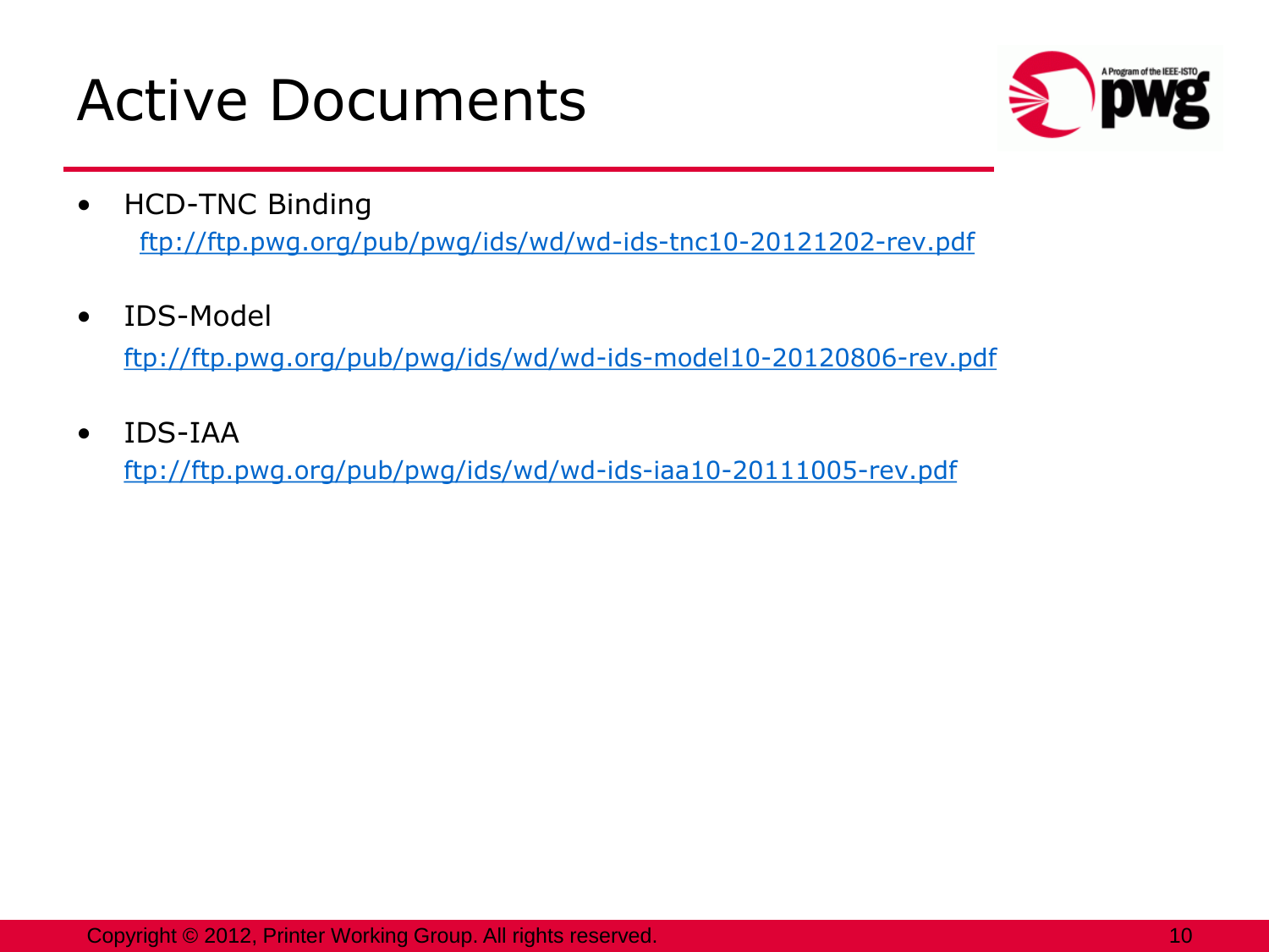# Active Documents

- HCD-TNC Binding
  ftp://ftp.pwg.org/pub/pwg/ids/wd/wd-ids-tnc10-20121202-rev.pdf
- IDS-Model
  ftp://ftp.pwg.org/pub/pwg/ids/wd/wd-ids-model10-20120806-rev.pdf
- IDS-IAA
  ftp://ftp.pwg.org/pub/pwg/ids/wd/wd-ids-iaa10-20111005-rev.pdf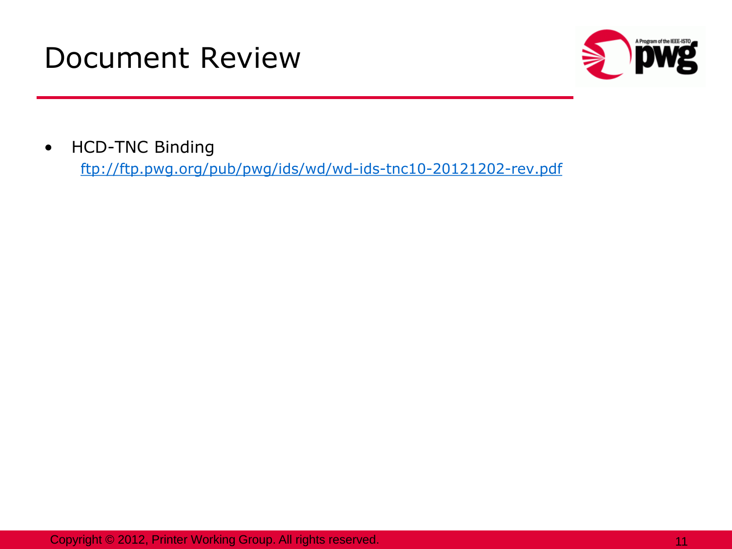# Document Review

- HCD-TNC Binding
  [ftp://ftp.pwg.org/pub/pwg/ids/wd/wd-ids-tnc10-20121202-rev.pdf](ftp://ftp.pwg.org/pub/pwg/ids/wd/wd-ids-tnc10-20121202-rev.pdf)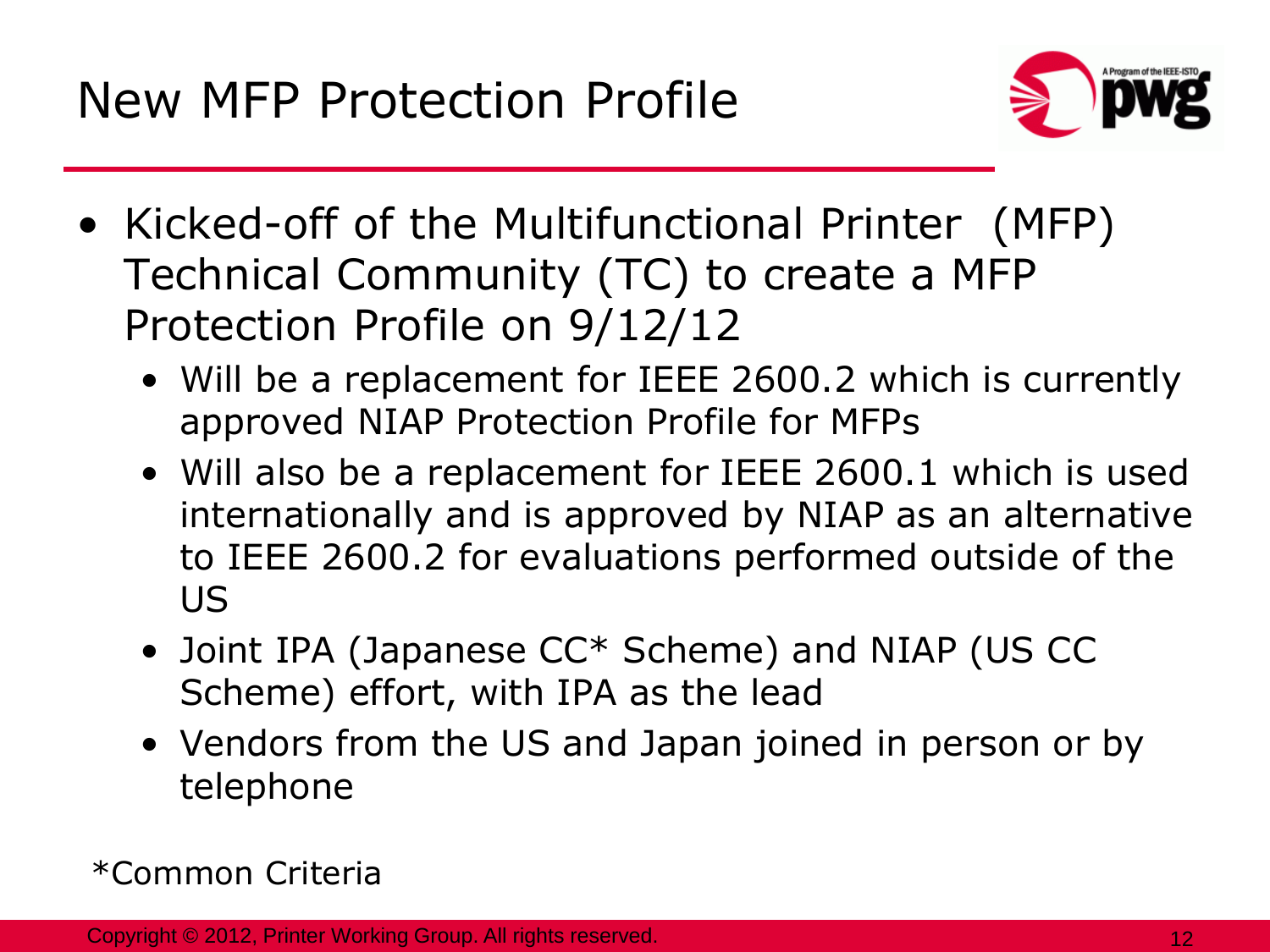# New MFP Protection Profile

- Kicked-off of the Multifunctional Printer (MFP) Technical Community (TC) to create a MFP Protection Profile on 9/12/12
  - Will be a replacement for IEEE 2600.2 which is currently approved NIAP Protection Profile for MFPs
  - Will also be a replacement for IEEE 2600.1 which is used internationally and is approved by NIAP as an alternative to IEEE 2600.2 for evaluations performed outside of the US
  - Joint IPA (Japanese CC* Scheme) and NIAP (US CC Scheme) effort, with IPA as the lead
  - Vendors from the US and Japan joined in person or by telephone

*Common Criteria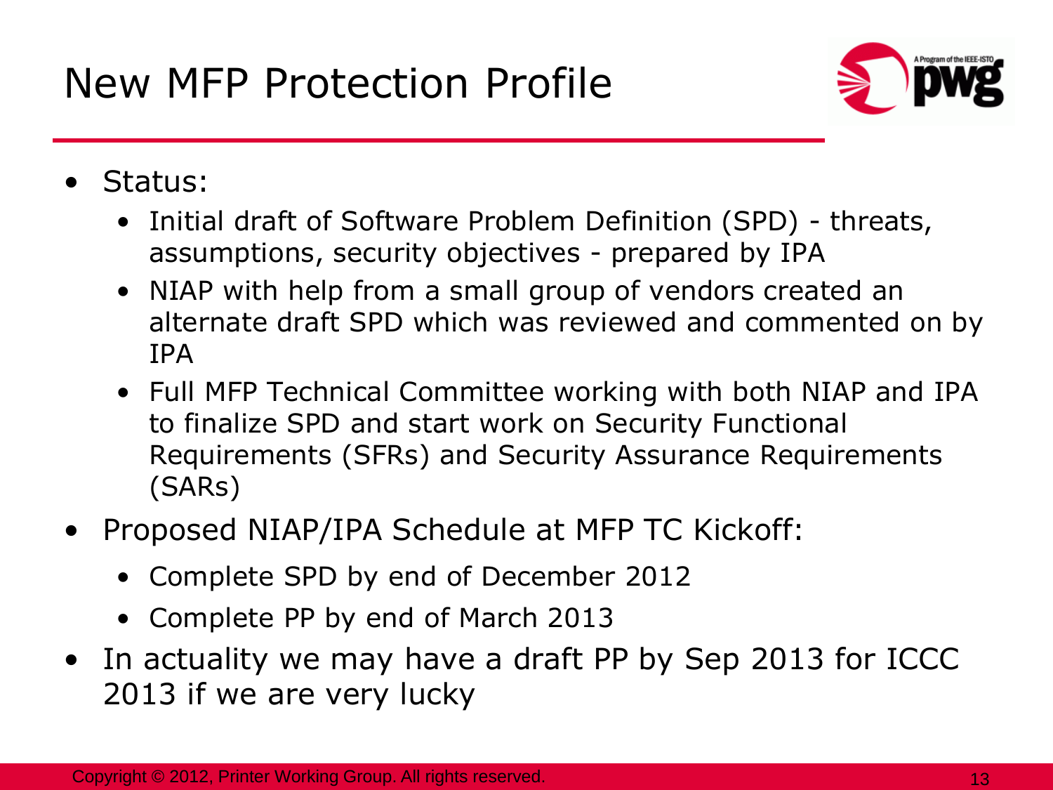# New MFP Protection Profile

- Status:
  - Initial draft of Software Problem Definition (SPD) - threats, assumptions, security objectives - prepared by IPA
  - NIAP with help from a small group of vendors created an alternate draft SPD which was reviewed and commented on by IPA
  - Full MFP Technical Committee working with both NIAP and IPA to finalize SPD and start work on Security Functional Requirements (SFRs) and Security Assurance Requirements (SARs)
- Proposed NIAP/IPA Schedule at MFP TC Kickoff:
  - Complete SPD by end of December 2012
  - Complete PP by end of March 2013
- In actuality we may have a draft PP by Sep 2013 for ICCC 2013 if we are very lucky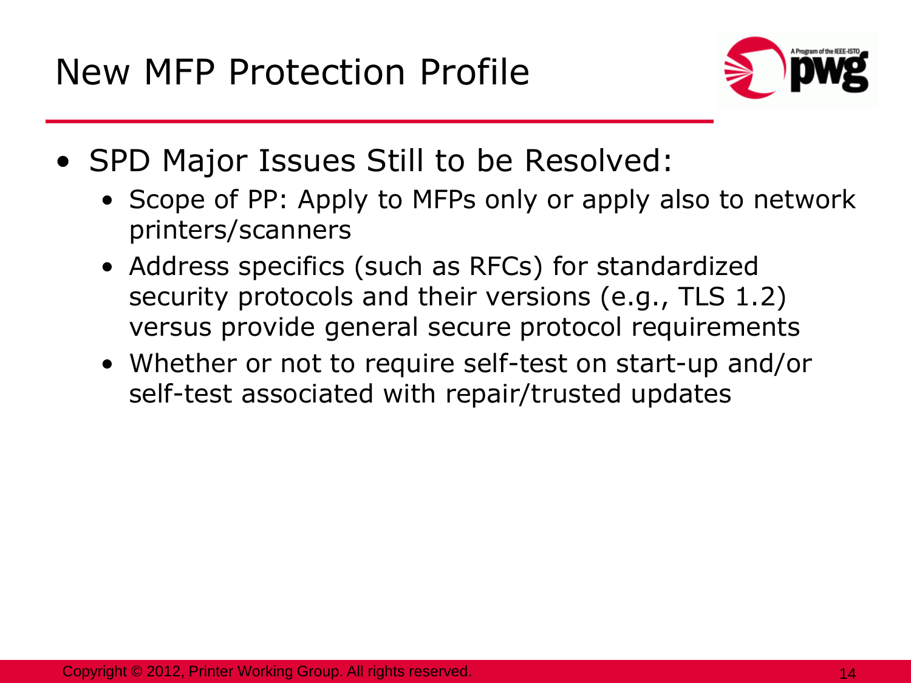# New MFP Protection Profile

- SPD Major Issues Still to be Resolved:
  - Scope of PP: Apply to MFPs only or apply also to network printers/scanners
  - Address specifics (such as RFCs) for standardized security protocols and their versions (e.g., TLS 1.2) versus provide general secure protocol requirements
  - Whether or not to require self-test on start-up and/or self-test associated with repair/trusted updates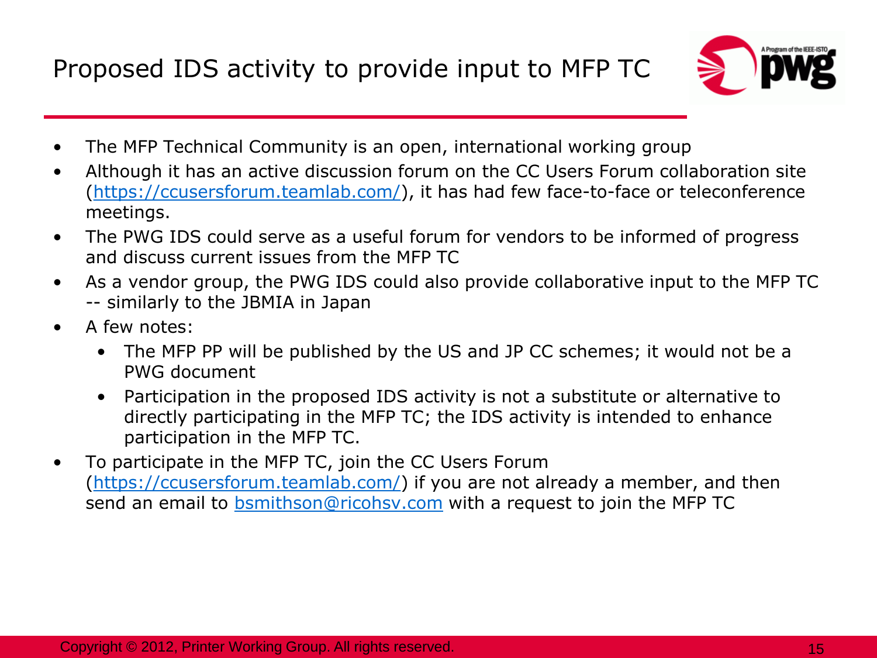# Proposed IDS activity to provide input to MFP TC

- The MFP Technical Community is an open, international working group
- Although it has an active discussion forum on the CC Users Forum collaboration site (https://ccusersforum.teamlab.com/), it has had few face-to-face or teleconference meetings.
- The PWG IDS could serve as a useful forum for vendors to be informed of progress and discuss current issues from the MFP TC
- As a vendor group, the PWG IDS could also provide collaborative input to the MFP TC -- similarly to the JBMIA in Japan
- A few notes:
  - The MFP PP will be published by the US and JP CC schemes; it would not be a PWG document
  - Participation in the proposed IDS activity is not a substitute or alternative to directly participating in the MFP TC; the IDS activity is intended to enhance participation in the MFP TC.
- To participate in the MFP TC, join the CC Users Forum (https://ccusersforum.teamlab.com/) if you are not already a member, and then send an email to bsmithson@ricohsv.com with a request to join the MFP TC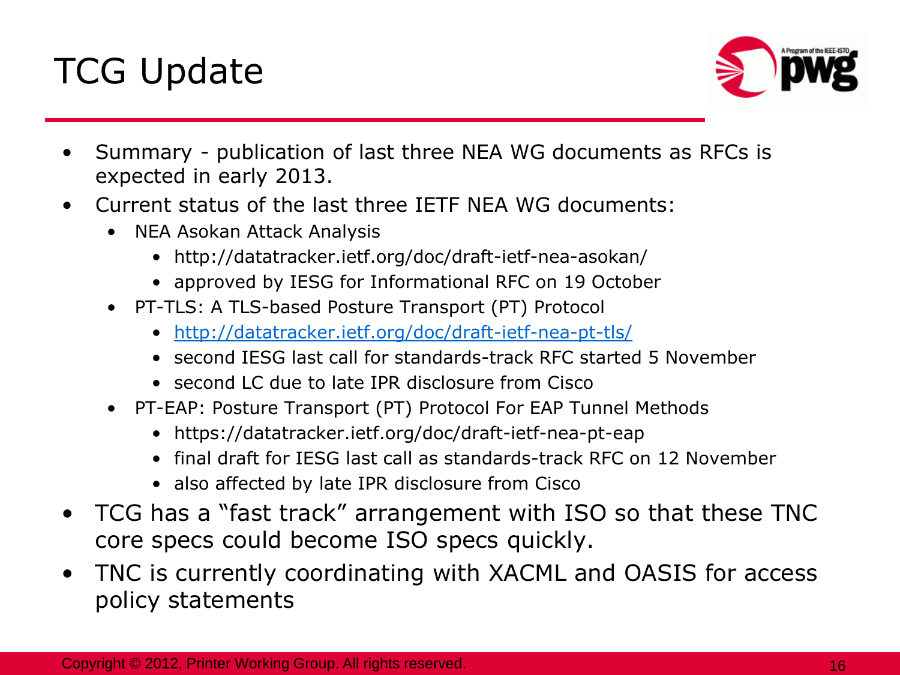# TCG Update

- Summary - publication of last three NEA WG documents as RFCs is expected in early 2013.
- Current status of the last three IETF NEA WG documents:
  - NEA Asokan Attack Analysis
    - http://datatracker.ietf.org/doc/draft-ietf-nea-asokan/
    - approved by IESG for Informational RFC on 19 October
  - PT-TLS: A TLS-based Posture Transport (PT) Protocol
    - [http://datatracker.ietf.org/doc/draft-ietf-nea-pt-tls/](http://datatracker.ietf.org/doc/draft-ietf-nea-pt-tls/)
    - second IESG last call for standards-track RFC started 5 November
    - second LC due to late IPR disclosure from Cisco
  - PT-EAP: Posture Transport (PT) Protocol For EAP Tunnel Methods
    - https://datatracker.ietf.org/doc/draft-ietf-nea-pt-eap
    - final draft for IESG last call as standards-track RFC on 12 November
    - also affected by late IPR disclosure from Cisco
- TCG has a "fast track" arrangement with ISO so that these TNC core specs could become ISO specs quickly.
- TNC is currently coordinating with XACML and OASIS for access policy statements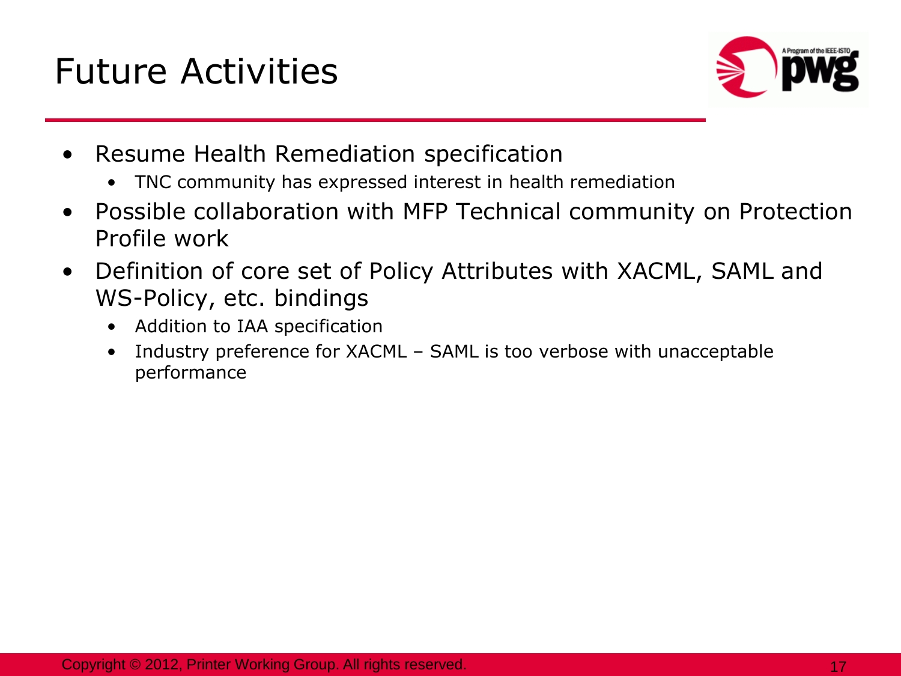# Future Activities

- Resume Health Remediation specification
  - TNC community has expressed interest in health remediation
- Possible collaboration with MFP Technical community on Protection Profile work
- Definition of core set of Policy Attributes with XACML, SAML and WS-Policy, etc. bindings
  - Addition to IAA specification
  - Industry preference for XACML – SAML is too verbose with unacceptable performance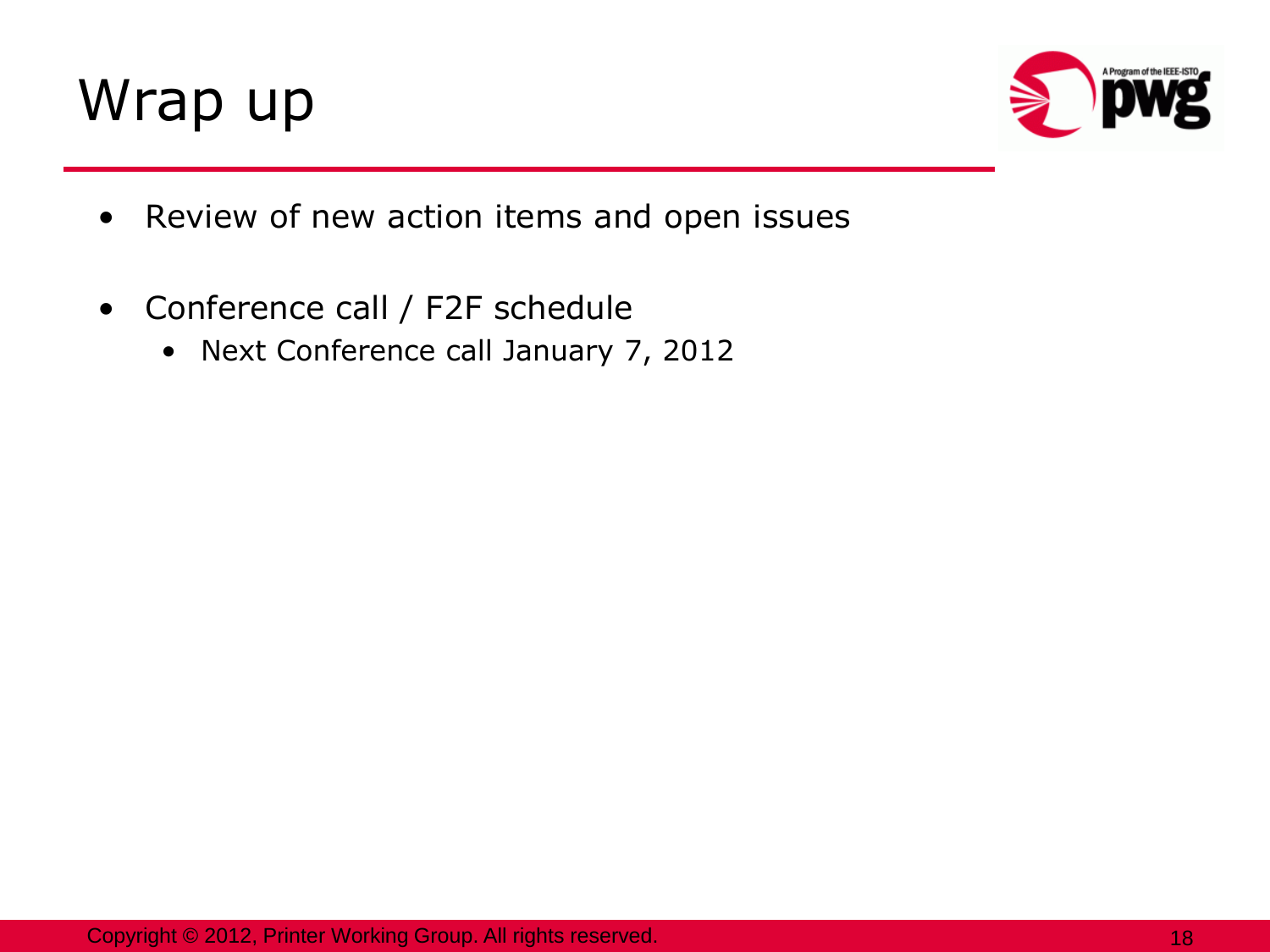# Wrap up

- Review of new action items and open issues
- Conference call / F2F schedule
  - Next Conference call January 7, 2012